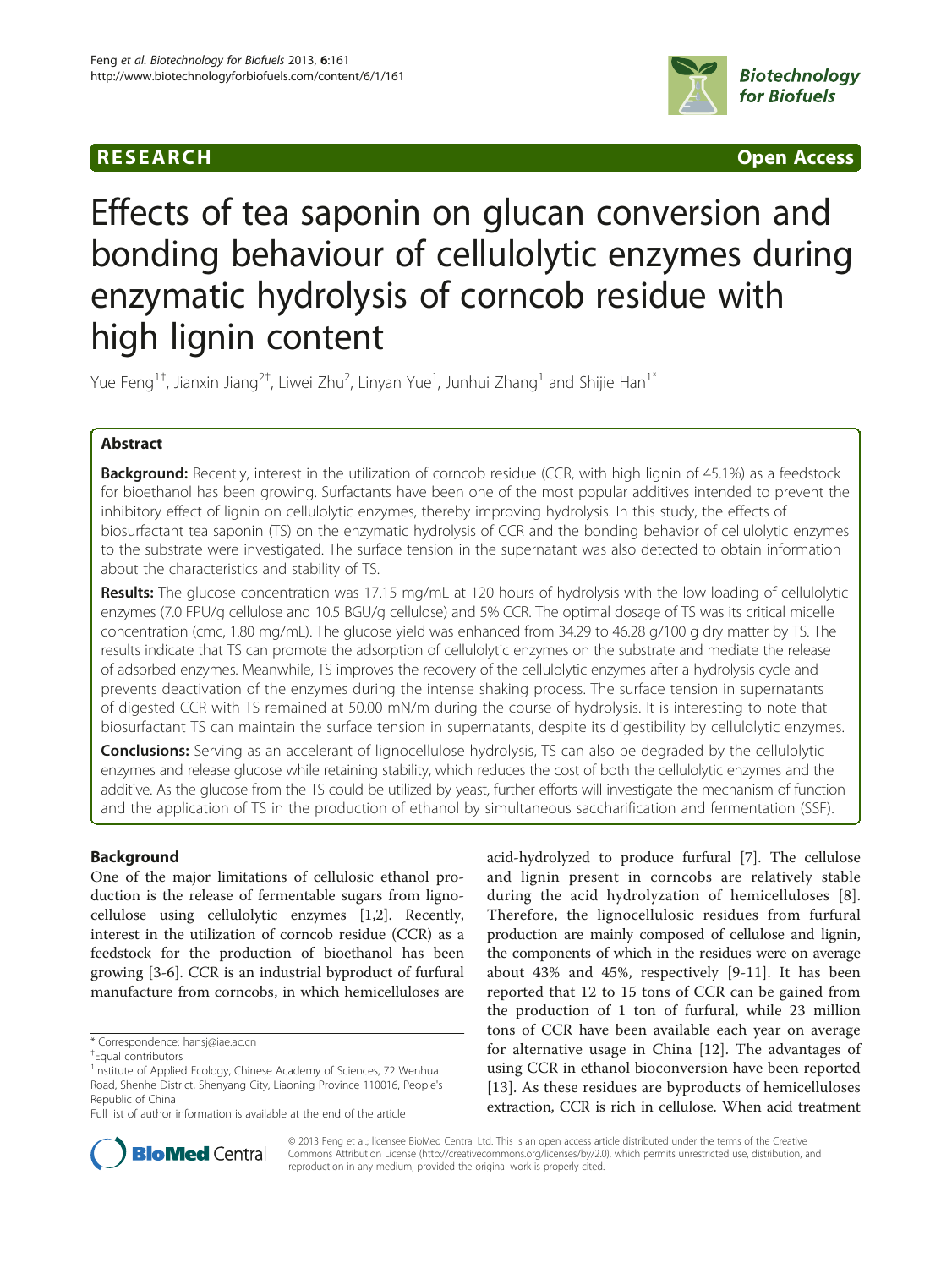**RESEARCH Open Access**

# Effects of tea saponin on glucan conversion and bonding behaviour of cellulolytic enzymes during enzymatic hydrolysis of corncob residue with high lignin content

Yue Feng[1†], Jianxin Jiang[2†], Liwei Zhu[2], Linyan Yue[1], Junhui Zhang[1] and Shijie Han[1*]

## Abstract

**Background:** Recently, interest in the utilization of corncob residue (CCR, with high lignin of 45.1%) as a feedstock for bioethanol has been growing. Surfactants have been one of the most popular additives intended to prevent the inhibitory effect of lignin on cellulolytic enzymes, thereby improving hydrolysis. In this study, the effects of biosurfactant tea saponin (TS) on the enzymatic hydrolysis of CCR and the bonding behavior of cellulolytic enzymes to the substrate were investigated. The surface tension in the supernatant was also detected to obtain information about the characteristics and stability of TS.

**Results:** The glucose concentration was 17.15 mg/mL at 120 hours of hydrolysis with the low loading of cellulolytic enzymes (7.0 FPU/g cellulose and 10.5 BGU/g cellulose) and 5% CCR. The optimal dosage of TS was its critical micelle concentration (cmc, 1.80 mg/mL). The glucose yield was enhanced from 34.29 to 46.28 g/100 g dry matter by TS. The results indicate that TS can promote the adsorption of cellulolytic enzymes on the substrate and mediate the release of adsorbed enzymes. Meanwhile, TS improves the recovery of the cellulolytic enzymes after a hydrolysis cycle and prevents deactivation of the enzymes during the intense shaking process. The surface tension in supernatants of digested CCR with TS remained at 50.00 mN/m during the course of hydrolysis. It is interesting to note that biosurfactant TS can maintain the surface tension in supernatants, despite its digestibility by cellulolytic enzymes.

**Conclusions:** Serving as an accelerant of lignocellulose hydrolysis, TS can also be degraded by the cellulolytic enzymes and release glucose while retaining stability, which reduces the cost of both the cellulolytic enzymes and the additive. As the glucose from the TS could be utilized by yeast, further efforts will investigate the mechanism of function and the application of TS in the production of ethanol by simultaneous saccharification and fermentation (SSF).

## Background

One of the major limitations of cellulosic ethanol production is the release of fermentable sugars from lignocellulose using cellulolytic enzymes [1,2]. Recently, interest in the utilization of corncob residue (CCR) as a feedstock for the production of bioethanol has been growing [3-6]. CCR is an industrial byproduct of furfural manufacture from corncobs, in which hemicelluloses are acid-hydrolyzed to produce furfural [7]. The cellulose and lignin present in corncobs are relatively stable during the acid hydrolyzation of hemicelluloses [8]. Therefore, the lignocellulosic residues from furfural production are mainly composed of cellulose and lignin, the components of which in the residues were on average about 43% and 45%, respectively [9-11]. It has been reported that 12 to 15 tons of CCR can be gained from the production of 1 ton of furfural, while 23 million tons of CCR have been available each year on average for alternative usage in China [12]. The advantages of using CCR in ethanol bioconversion have been reported [13]. As these residues are byproducts of hemicelluloses extraction, CCR is rich in cellulose. When acid treatment

\* Correspondence: hansj@iae.ac.cn

†Equal contributors

[1]Institute of Applied Ecology, Chinese Academy of Sciences, 72 Wenhua Road, Shenhe District, Shenyang City, Liaoning Province 110016, People's Republic of China

Full list of author information is available at the end of the article

© 2013 Feng et al.; licensee BioMed Central Ltd. This is an open access article distributed under the terms of the Creative Commons Attribution License (http://creativecommons.org/licenses/by/2.0), which permits unrestricted use, distribution, and reproduction in any medium, provided the original work is properly cited.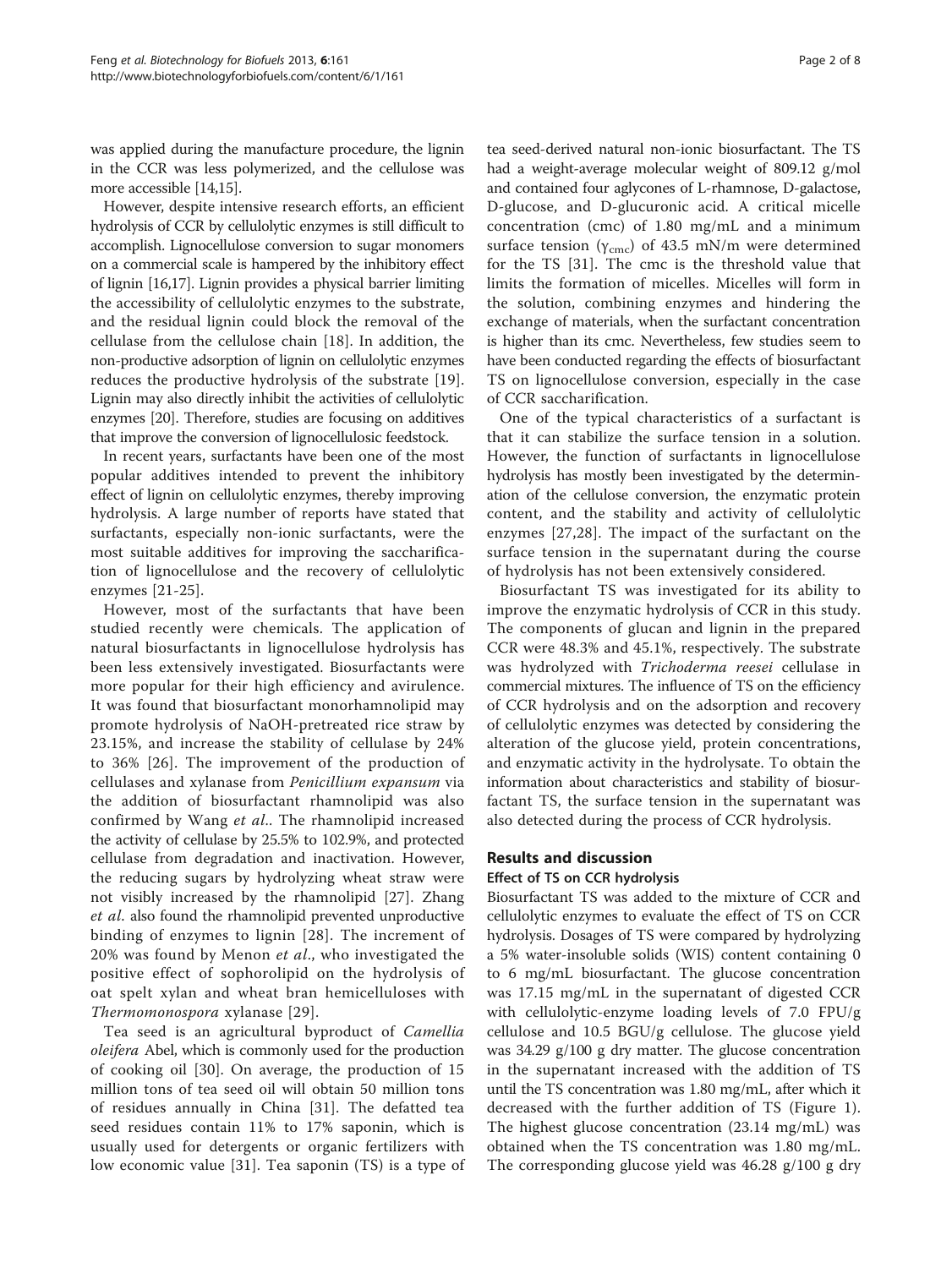was applied during the manufacture procedure, the lignin in the CCR was less polymerized, and the cellulose was more accessible [14,15].

However, despite intensive research efforts, an efficient hydrolysis of CCR by cellulolytic enzymes is still difficult to accomplish. Lignocellulose conversion to sugar monomers on a commercial scale is hampered by the inhibitory effect of lignin [16,17]. Lignin provides a physical barrier limiting the accessibility of cellulolytic enzymes to the substrate, and the residual lignin could block the removal of the cellulase from the cellulose chain [18]. In addition, the non-productive adsorption of lignin on cellulolytic enzymes reduces the productive hydrolysis of the substrate [19]. Lignin may also directly inhibit the activities of cellulolytic enzymes [20]. Therefore, studies are focusing on additives that improve the conversion of lignocellulosic feedstock.

In recent years, surfactants have been one of the most popular additives intended to prevent the inhibitory effect of lignin on cellulolytic enzymes, thereby improving hydrolysis. A large number of reports have stated that surfactants, especially non-ionic surfactants, were the most suitable additives for improving the saccharification of lignocellulose and the recovery of cellulolytic enzymes [21-25].

However, most of the surfactants that have been studied recently were chemicals. The application of natural biosurfactants in lignocellulose hydrolysis has been less extensively investigated. Biosurfactants were more popular for their high efficiency and avirulence. It was found that biosurfactant monorhamnolipid may promote hydrolysis of NaOH-pretreated rice straw by 23.15%, and increase the stability of cellulase by 24% to 36% [26]. The improvement of the production of cellulases and xylanase from *Penicillium expansum* via the addition of biosurfactant rhamnolipid was also confirmed by Wang *et al*.. The rhamnolipid increased the activity of cellulase by 25.5% to 102.9%, and protected cellulase from degradation and inactivation. However, the reducing sugars by hydrolyzing wheat straw were not visibly increased by the rhamnolipid [27]. Zhang *et al*. also found the rhamnolipid prevented unproductive binding of enzymes to lignin [28]. The increment of 20% was found by Menon *et al*., who investigated the positive effect of sophorolipid on the hydrolysis of oat spelt xylan and wheat bran hemicelluloses with *Thermomonospora* xylanase [29].

Tea seed is an agricultural byproduct of *Camellia oleifera* Abel, which is commonly used for the production of cooking oil [30]. On average, the production of 15 million tons of tea seed oil will obtain 50 million tons of residues annually in China [31]. The defatted tea seed residues contain 11% to 17% saponin, which is usually used for detergents or organic fertilizers with low economic value [31]. Tea saponin (TS) is a type of tea seed-derived natural non-ionic biosurfactant. The TS had a weight-average molecular weight of 809.12 g/mol and contained four aglycones of L-rhamnose, D-galactose, D-glucose, and D-glucuronic acid. A critical micelle concentration (cmc) of 1.80 mg/mL and a minimum surface tension ($\gamma_{cmc}$) of 43.5 mN/m were determined for the TS [31]. The cmc is the threshold value that limits the formation of micelles. Micelles will form in the solution, combining enzymes and hindering the exchange of materials, when the surfactant concentration is higher than its cmc. Nevertheless, few studies seem to have been conducted regarding the effects of biosurfactant TS on lignocellulose conversion, especially in the case of CCR saccharification.

One of the typical characteristics of a surfactant is that it can stabilize the surface tension in a solution. However, the function of surfactants in lignocellulose hydrolysis has mostly been investigated by the determination of the cellulose conversion, the enzymatic protein content, and the stability and activity of cellulolytic enzymes [27,28]. The impact of the surfactant on the surface tension in the supernatant during the course of hydrolysis has not been extensively considered.

Biosurfactant TS was investigated for its ability to improve the enzymatic hydrolysis of CCR in this study. The components of glucan and lignin in the prepared CCR were 48.3% and 45.1%, respectively. The substrate was hydrolyzed with *Trichoderma reesei* cellulase in commercial mixtures. The influence of TS on the efficiency of CCR hydrolysis and on the adsorption and recovery of cellulolytic enzymes was detected by considering the alteration of the glucose yield, protein concentrations, and enzymatic activity in the hydrolysate. To obtain the information about characteristics and stability of biosurfactant TS, the surface tension in the supernatant was also detected during the process of CCR hydrolysis.

## Results and discussion

### Effect of TS on CCR hydrolysis

Biosurfactant TS was added to the mixture of CCR and cellulolytic enzymes to evaluate the effect of TS on CCR hydrolysis. Dosages of TS were compared by hydrolyzing a 5% water-insoluble solids (WIS) content containing 0 to 6 mg/mL biosurfactant. The glucose concentration was 17.15 mg/mL in the supernatant of digested CCR with cellulolytic-enzyme loading levels of 7.0 FPU/g cellulose and 10.5 BGU/g cellulose. The glucose yield was 34.29 g/100 g dry matter. The glucose concentration in the supernatant increased with the addition of TS until the TS concentration was 1.80 mg/mL, after which it decreased with the further addition of TS (Figure 1). The highest glucose concentration (23.14 mg/mL) was obtained when the TS concentration was 1.80 mg/mL. The corresponding glucose yield was 46.28 g/100 g dry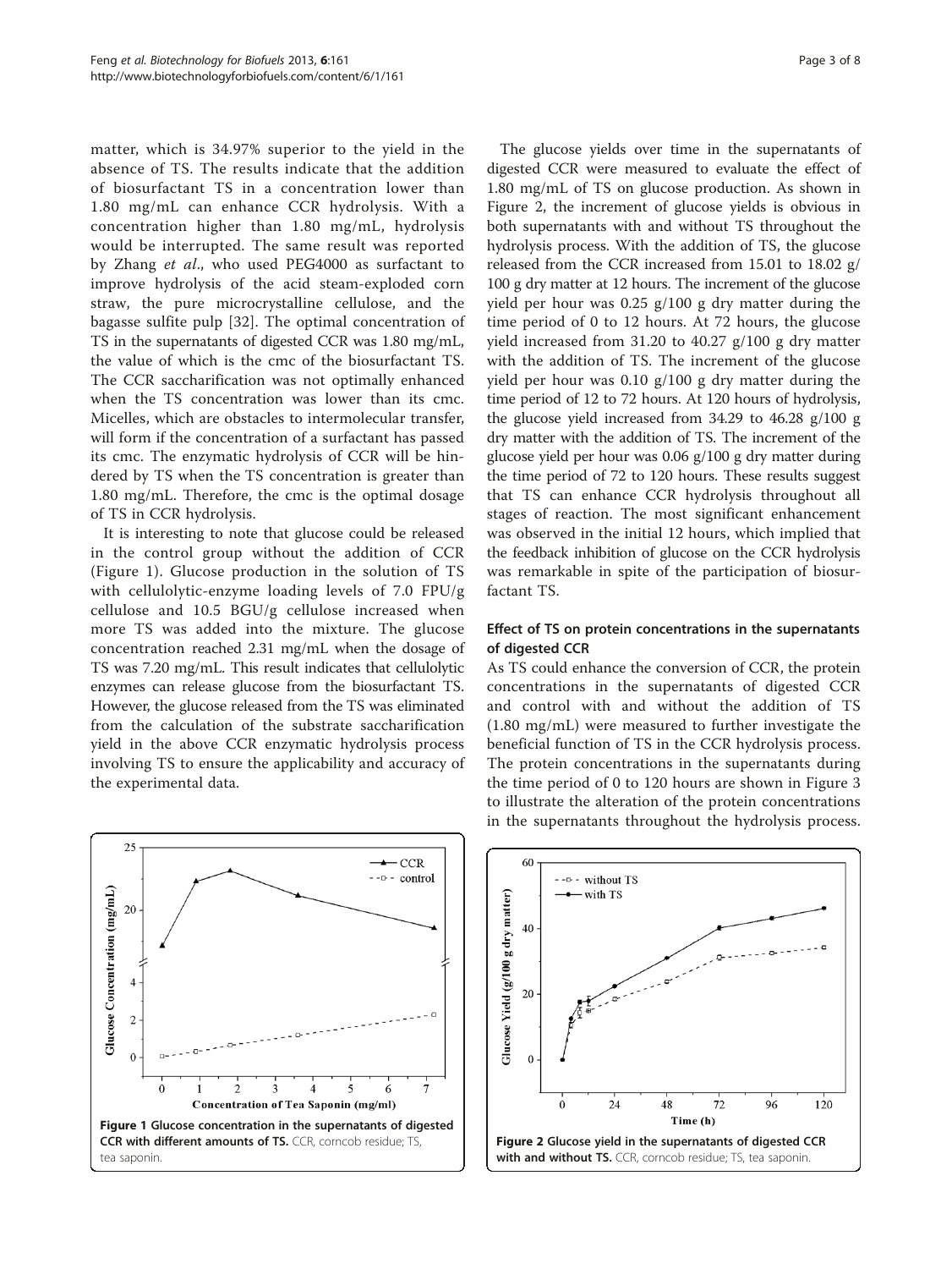matter, which is 34.97% superior to the yield in the absence of TS. The results indicate that the addition of biosurfactant TS in a concentration lower than 1.80 mg/mL can enhance CCR hydrolysis. With a concentration higher than 1.80 mg/mL, hydrolysis would be interrupted. The same result was reported by Zhang *et al*., who used PEG4000 as surfactant to improve hydrolysis of the acid steam-exploded corn straw, the pure microcrystalline cellulose, and the bagasse sulfite pulp [32]. The optimal concentration of TS in the supernatants of digested CCR was 1.80 mg/mL, the value of which is the cmc of the biosurfactant TS. The CCR saccharification was not optimally enhanced when the TS concentration was lower than its cmc. Micelles, which are obstacles to intermolecular transfer, will form if the concentration of a surfactant has passed its cmc. The enzymatic hydrolysis of CCR will be hindered by TS when the TS concentration is greater than 1.80 mg/mL. Therefore, the cmc is the optimal dosage of TS in CCR hydrolysis.

It is interesting to note that glucose could be released in the control group without the addition of CCR (Figure 1). Glucose production in the solution of TS with cellulolytic-enzyme loading levels of 7.0 FPU/g cellulose and 10.5 BGU/g cellulose increased when more TS was added into the mixture. The glucose concentration reached 2.31 mg/mL when the dosage of TS was 7.20 mg/mL. This result indicates that cellulolytic enzymes can release glucose from the biosurfactant TS. However, the glucose released from the TS was eliminated from the calculation of the substrate saccharification yield in the above CCR enzymatic hydrolysis process involving TS to ensure the applicability and accuracy of the experimental data.

**Figure 1 Glucose concentration in the supernatants of digested CCR with different amounts of TS.** CCR, corncob residue; TS, tea saponin.

The glucose yields over time in the supernatants of digested CCR were measured to evaluate the effect of 1.80 mg/mL of TS on glucose production. As shown in Figure 2, the increment of glucose yields is obvious in both supernatants with and without TS throughout the hydrolysis process. With the addition of TS, the glucose released from the CCR increased from 15.01 to 18.02 g/100 g dry matter at 12 hours. The increment of the glucose yield per hour was 0.25 g/100 g dry matter during the time period of 0 to 12 hours. At 72 hours, the glucose yield increased from 31.20 to 40.27 g/100 g dry matter with the addition of TS. The increment of the glucose yield per hour was 0.10 g/100 g dry matter during the time period of 12 to 72 hours. At 120 hours of hydrolysis, the glucose yield increased from 34.29 to 46.28 g/100 g dry matter with the addition of TS. The increment of the glucose yield per hour was 0.06 g/100 g dry matter during the time period of 72 to 120 hours. These results suggest that TS can enhance CCR hydrolysis throughout all stages of reaction. The most significant enhancement was observed in the initial 12 hours, which implied that the feedback inhibition of glucose on the CCR hydrolysis was remarkable in spite of the participation of biosurfactant TS.

### Effect of TS on protein concentrations in the supernatants of digested CCR

As TS could enhance the conversion of CCR, the protein concentrations in the supernatants of digested CCR and control with and without the addition of TS (1.80 mg/mL) were measured to further investigate the beneficial function of TS in the CCR hydrolysis process. The protein concentrations in the supernatants during the time period of 0 to 120 hours are shown in Figure 3 to illustrate the alteration of the protein concentrations in the supernatants throughout the hydrolysis process.

**Figure 2 Glucose yield in the supernatants of digested CCR with and without TS.** CCR, corncob residue; TS, tea saponin.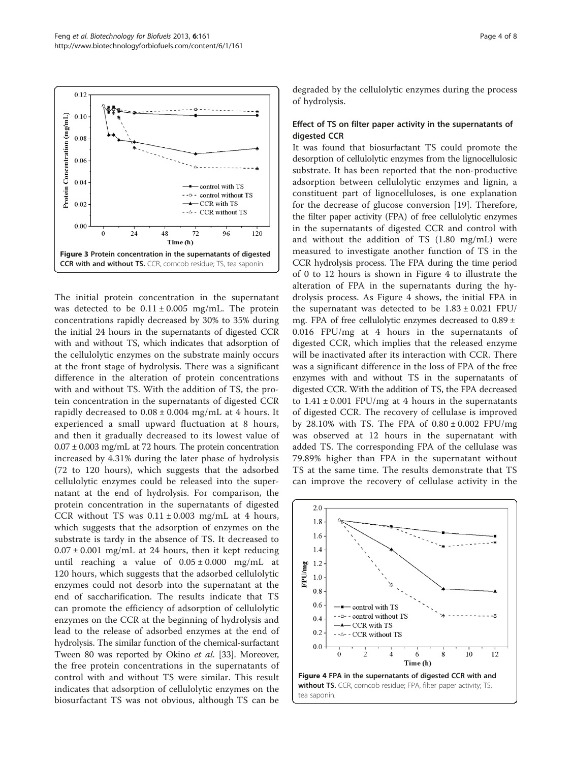Figure 3 Protein concentration in the supernatants of digested CCR with and without TS. CCR, corncob residue; TS, tea saponin.

The initial protein concentration in the supernatant was detected to be 0.11 ± 0.005 mg/mL. The protein concentrations rapidly decreased by 30% to 35% during the initial 24 hours in the supernatants of digested CCR with and without TS, which indicates that adsorption of the cellulolytic enzymes on the substrate mainly occurs at the front stage of hydrolysis. There was a significant difference in the alteration of protein concentrations with and without TS. With the addition of TS, the protein concentration in the supernatants of digested CCR rapidly decreased to 0.08 ± 0.004 mg/mL at 4 hours. It experienced a small upward fluctuation at 8 hours, and then it gradually decreased to its lowest value of 0.07 ± 0.003 mg/mL at 72 hours. The protein concentration increased by 4.31% during the later phase of hydrolysis (72 to 120 hours), which suggests that the adsorbed cellulolytic enzymes could be released into the supernatant at the end of hydrolysis. For comparison, the protein concentration in the supernatants of digested CCR without TS was 0.11 ± 0.003 mg/mL at 4 hours, which suggests that the adsorption of enzymes on the substrate is tardy in the absence of TS. It decreased to 0.07 ± 0.001 mg/mL at 24 hours, then it kept reducing until reaching a value of 0.05 ± 0.000 mg/mL at 120 hours, which suggests that the adsorbed cellulolytic enzymes could not desorb into the supernatant at the end of saccharification. The results indicate that TS can promote the efficiency of adsorption of cellulolytic enzymes on the CCR at the beginning of hydrolysis and lead to the release of adsorbed enzymes at the end of hydrolysis. The similar function of the chemical-surfactant Tween 80 was reported by Okino *et al.* [33]. Moreover, the free protein concentrations in the supernatants of control with and without TS were similar. This result indicates that adsorption of cellulolytic enzymes on the biosurfactant TS was not obvious, although TS can be degraded by the cellulolytic enzymes during the process of hydrolysis.

### Effect of TS on filter paper activity in the supernatants of digested CCR

It was found that biosurfactant TS could promote the desorption of cellulolytic enzymes from the lignocellulosic substrate. It has been reported that the non-productive adsorption between cellulolytic enzymes and lignin, a constituent part of lignocelluloses, is one explanation for the decrease of glucose conversion [19]. Therefore, the filter paper activity (FPA) of free cellulolytic enzymes in the supernatants of digested CCR and control with and without the addition of TS (1.80 mg/mL) were measured to investigate another function of TS in the CCR hydrolysis process. The FPA during the time period of 0 to 12 hours is shown in Figure 4 to illustrate the alteration of FPA in the supernatants during the hydrolysis process. As Figure 4 shows, the initial FPA in the supernatant was detected to be 1.83 ± 0.021 FPU/mg. FPA of free cellulolytic enzymes decreased to 0.89 ± 0.016 FPU/mg at 4 hours in the supernatants of digested CCR, which implies that the released enzyme will be inactivated after its interaction with CCR. There was a significant difference in the loss of FPA of the free enzymes with and without TS in the supernatants of digested CCR. With the addition of TS, the FPA decreased to 1.41 ± 0.001 FPU/mg at 4 hours in the supernatants of digested CCR. The recovery of cellulase is improved by 28.10% with TS. The FPA of 0.80 ± 0.002 FPU/mg was observed at 12 hours in the supernatant with added TS. The corresponding FPA of the cellulase was 79.89% higher than FPA in the supernatant without TS at the same time. The results demonstrate that TS can improve the recovery of cellulase activity in the

Figure 4 FPA in the supernatants of digested CCR with and without TS. CCR, corncob residue; FPA, filter paper activity; TS, tea saponin.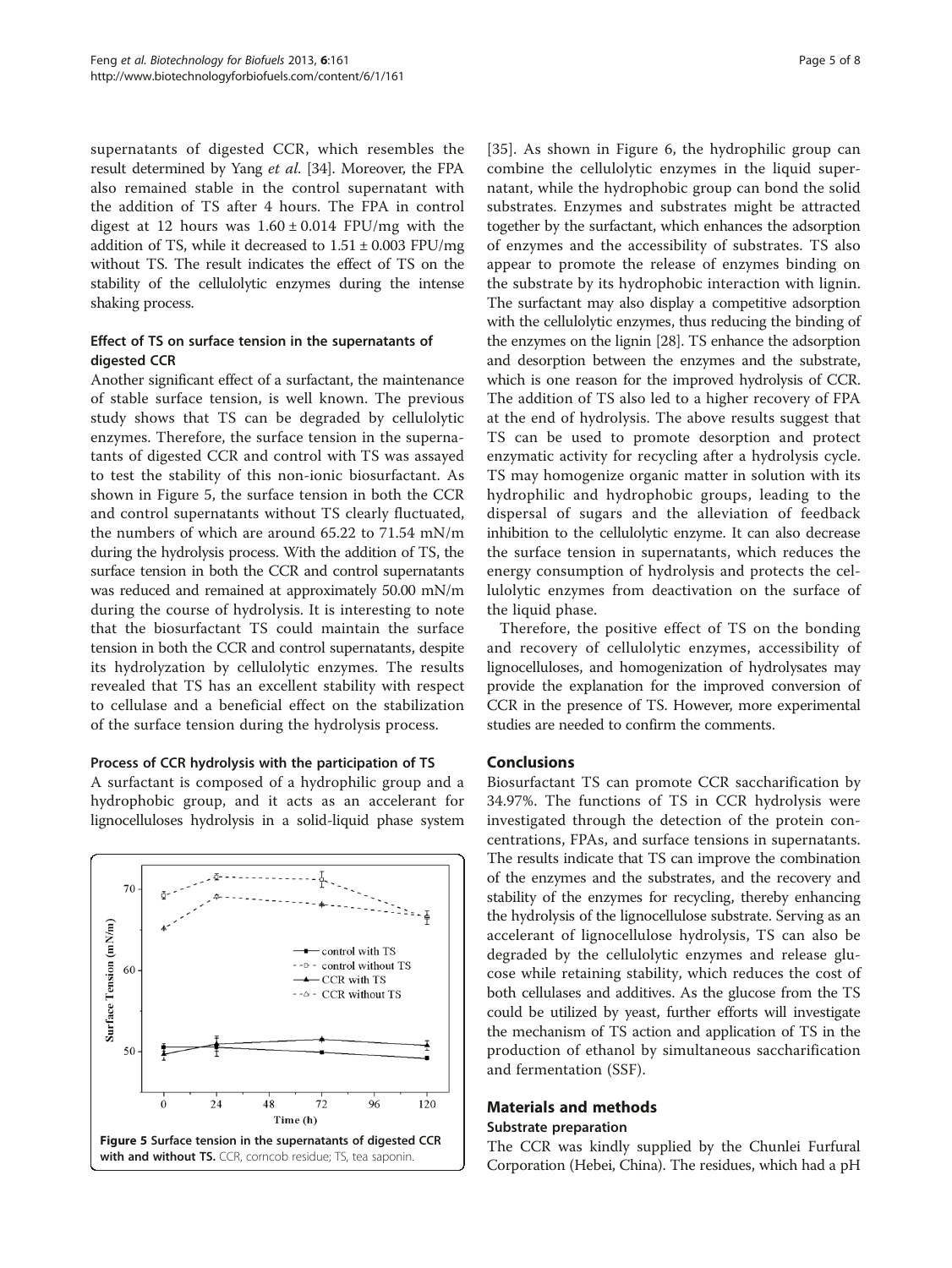supernatants of digested CCR, which resembles the result determined by Yang *et al*. [34]. Moreover, the FPA also remained stable in the control supernatant with the addition of TS after 4 hours. The FPA in control digest at 12 hours was 1.60 ± 0.014 FPU/mg with the addition of TS, while it decreased to 1.51 ± 0.003 FPU/mg without TS. The result indicates the effect of TS on the stability of the cellulolytic enzymes during the intense shaking process.

### Effect of TS on surface tension in the supernatants of digested CCR

Another significant effect of a surfactant, the maintenance of stable surface tension, is well known. The previous study shows that TS can be degraded by cellulolytic enzymes. Therefore, the surface tension in the supernatants of digested CCR and control with TS was assayed to test the stability of this non-ionic biosurfactant. As shown in Figure 5, the surface tension in both the CCR and control supernatants without TS clearly fluctuated, the numbers of which are around 65.22 to 71.54 mN/m during the hydrolysis process. With the addition of TS, the surface tension in both the CCR and control supernatants was reduced and remained at approximately 50.00 mN/m during the course of hydrolysis. It is interesting to note that the biosurfactant TS could maintain the surface tension in both the CCR and control supernatants, despite its hydrolyzation by cellulolytic enzymes. The results revealed that TS has an excellent stability with respect to cellulase and a beneficial effect on the stabilization of the surface tension during the hydrolysis process.

### Process of CCR hydrolysis with the participation of TS

A surfactant is composed of a hydrophilic group and a hydrophobic group, and it acts as an accelerant for lignocelluloses hydrolysis in a solid-liquid phase system [35]. As shown in Figure 6, the hydrophilic group can combine the cellulolytic enzymes in the liquid supernatant, while the hydrophobic group can bond the solid substrates. Enzymes and substrates might be attracted together by the surfactant, which enhances the adsorption of enzymes and the accessibility of substrates. TS also appear to promote the release of enzymes binding on the substrate by its hydrophobic interaction with lignin. The surfactant may also display a competitive adsorption with the cellulolytic enzymes, thus reducing the binding of the enzymes on the lignin [28]. TS enhance the adsorption and desorption between the enzymes and the substrate, which is one reason for the improved hydrolysis of CCR. The addition of TS also led to a higher recovery of FPA at the end of hydrolysis. The above results suggest that TS can be used to promote desorption and protect enzymatic activity for recycling after a hydrolysis cycle. TS may homogenize organic matter in solution with its hydrophilic and hydrophobic groups, leading to the dispersal of sugars and the alleviation of feedback inhibition to the cellulolytic enzyme. It can also decrease the surface tension in supernatants, which reduces the energy consumption of hydrolysis and protects the cellulolytic enzymes from deactivation on the surface of the liquid phase.

Therefore, the positive effect of TS on the bonding and recovery of cellulolytic enzymes, accessibility of lignocelluloses, and homogenization of hydrolysates may provide the explanation for the improved conversion of CCR in the presence of TS. However, more experimental studies are needed to confirm the comments.

**Figure 5 Surface tension in the supernatants of digested CCR with and without TS.** CCR, corncob residue; TS, tea saponin.

## Conclusions

Biosurfactant TS can promote CCR saccharification by 34.97%. The functions of TS in CCR hydrolysis were investigated through the detection of the protein concentrations, FPAs, and surface tensions in supernatants. The results indicate that TS can improve the combination of the enzymes and the substrates, and the recovery and stability of the enzymes for recycling, thereby enhancing the hydrolysis of the lignocellulose substrate. Serving as an accelerant of lignocellulose hydrolysis, TS can also be degraded by the cellulolytic enzymes and release glucose while retaining stability, which reduces the cost of both cellulases and additives. As the glucose from the TS could be utilized by yeast, further efforts will investigate the mechanism of TS action and application of TS in the production of ethanol by simultaneous saccharification and fermentation (SSF).

## Materials and methods

### Substrate preparation

The CCR was kindly supplied by the Chunlei Furfural Corporation (Hebei, China). The residues, which had a pH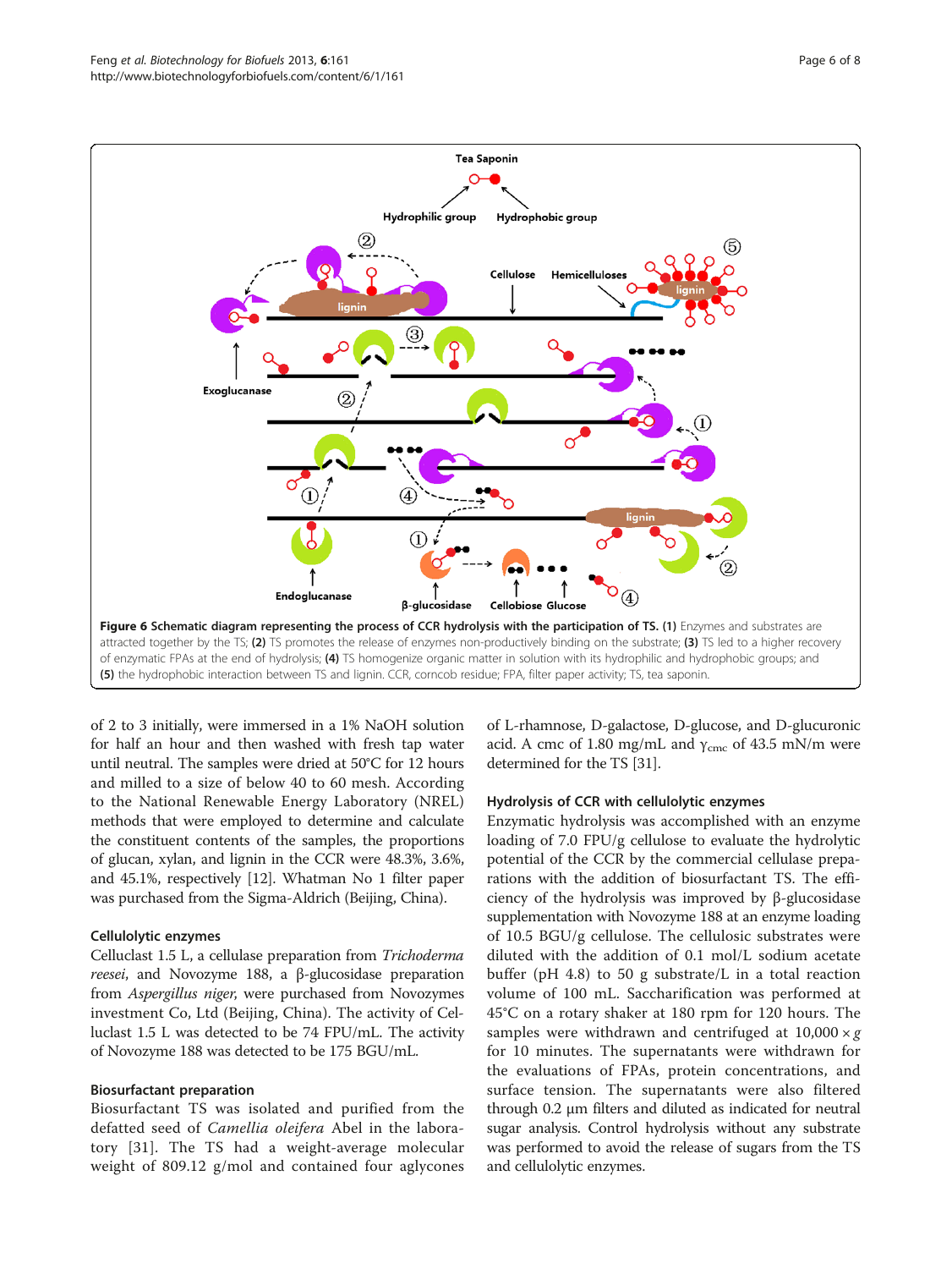**Figure 6 Schematic diagram representing the process of CCR hydrolysis with the participation of TS. (1)** Enzymes and substrates are attracted together by the TS; **(2)** TS promotes the release of enzymes non-productively binding on the substrate; **(3)** TS led to a higher recovery of enzymatic FPAs at the end of hydrolysis; **(4)** TS homogenize organic matter in solution with its hydrophilic and hydrophobic groups; and **(5)** the hydrophobic interaction between TS and lignin. CCR, corncob residue; FPA, filter paper activity; TS, tea saponin.

of 2 to 3 initially, were immersed in a 1% NaOH solution for half an hour and then washed with fresh tap water until neutral. The samples were dried at 50°C for 12 hours and milled to a size of below 40 to 60 mesh. According to the National Renewable Energy Laboratory (NREL) methods that were employed to determine and calculate the constituent contents of the samples, the proportions of glucan, xylan, and lignin in the CCR were 48.3%, 3.6%, and 45.1%, respectively [12]. Whatman No 1 filter paper was purchased from the Sigma-Aldrich (Beijing, China).

### Cellulolytic enzymes

Celluclast 1.5 L, a cellulase preparation from *Trichoderma reesei*, and Novozyme 188, a β-glucosidase preparation from *Aspergillus niger*, were purchased from Novozymes investment Co, Ltd (Beijing, China). The activity of Celluclast 1.5 L was detected to be 74 FPU/mL. The activity of Novozyme 188 was detected to be 175 BGU/mL.

### Biosurfactant preparation

Biosurfactant TS was isolated and purified from the defatted seed of *Camellia oleifera* Abel in the laboratory [31]. The TS had a weight-average molecular weight of 809.12 g/mol and contained four aglycones of L-rhamnose, D-galactose, D-glucose, and D-glucuronic acid. A cmc of 1.80 mg/mL and $\gamma_{cmc}$ of 43.5 mN/m were determined for the TS [31].

### Hydrolysis of CCR with cellulolytic enzymes

Enzymatic hydrolysis was accomplished with an enzyme loading of 7.0 FPU/g cellulose to evaluate the hydrolytic potential of the CCR by the commercial cellulase preparations with the addition of biosurfactant TS. The efficiency of the hydrolysis was improved by β-glucosidase supplementation with Novozyme 188 at an enzyme loading of 10.5 BGU/g cellulose. The cellulosic substrates were diluted with the addition of 0.1 mol/L sodium acetate buffer (pH 4.8) to 50 g substrate/L in a total reaction volume of 100 mL. Saccharification was performed at 45°C on a rotary shaker at 180 rpm for 120 hours. The samples were withdrawn and centrifuged at 10,000 × *g* for 10 minutes. The supernatants were withdrawn for the evaluations of FPAs, protein concentrations, and surface tension. The supernatants were also filtered through 0.2 μm filters and diluted as indicated for neutral sugar analysis. Control hydrolysis without any substrate was performed to avoid the release of sugars from the TS and cellulolytic enzymes.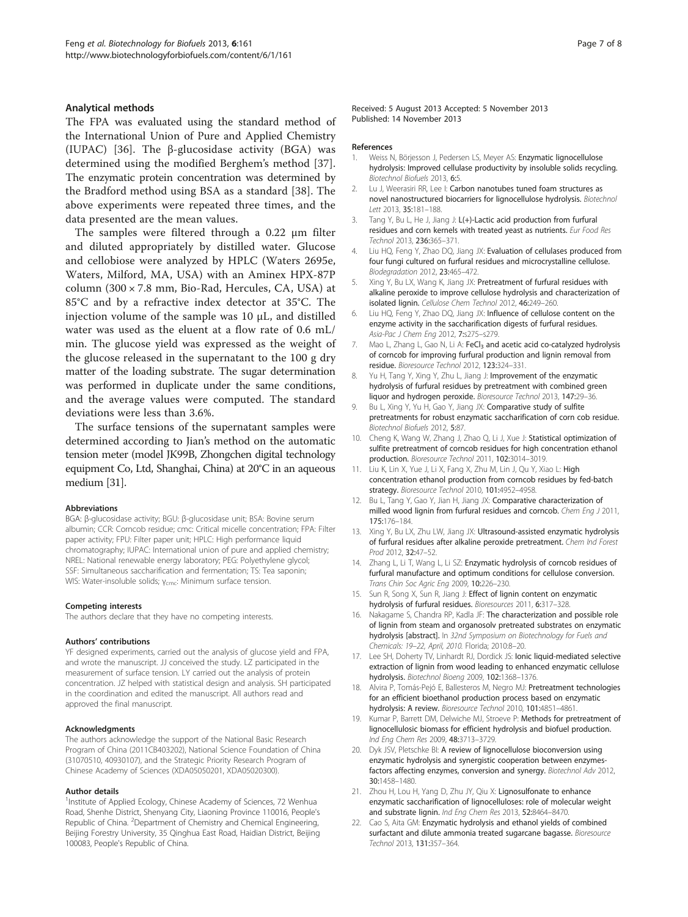### Analytical methods

The FPA was evaluated using the standard method of the International Union of Pure and Applied Chemistry (IUPAC) [36]. The β-glucosidase activity (BGA) was determined using the modified Berghem's method [37]. The enzymatic protein concentration was determined by the Bradford method using BSA as a standard [38]. The above experiments were repeated three times, and the data presented are the mean values.

The samples were filtered through a 0.22 μm filter and diluted appropriately by distilled water. Glucose and cellobiose were analyzed by HPLC (Waters 2695e, Waters, Milford, MA, USA) with an Aminex HPX-87P column (300 × 7.8 mm, Bio-Rad, Hercules, CA, USA) at 85°C and by a refractive index detector at 35°C. The injection volume of the sample was 10 μL, and distilled water was used as the eluent at a flow rate of 0.6 mL/min. The glucose yield was expressed as the weight of the glucose released in the supernatant to the 100 g dry matter of the loading substrate. The sugar determination was performed in duplicate under the same conditions, and the average values were computed. The standard deviations were less than 3.6%.

The surface tensions of the supernatant samples were determined according to Jian's method on the automatic tension meter (model JK99B, Zhongchen digital technology equipment Co, Ltd, Shanghai, China) at 20°C in an aqueous medium [31].

#### Abbreviations

BGA: β-glucosidase activity; BGU: β-glucosidase unit; BSA: Bovine serum albumin; CCR: Corncob residue; cmc: Critical micelle concentration; FPA: Filter paper activity; FPU: Filter paper unit; HPLC: High performance liquid chromatography; IUPAC: International union of pure and applied chemistry; NREL: National renewable energy laboratory; PEG: Polyethylene glycol; SSF: Simultaneous saccharification and fermentation; TS: Tea saponin; WIS: Water-insoluble solids; $\gamma_{cmc}$: Minimum surface tension.

#### Competing interests

The authors declare that they have no competing interests.

#### Authors' contributions

YF designed experiments, carried out the analysis of glucose yield and FPA, and wrote the manuscript. JJ conceived the study. LZ participated in the measurement of surface tension. LY carried out the analysis of protein concentration. JZ helped with statistical design and analysis. SH participated in the coordination and edited the manuscript. All authors read and approved the final manuscript.

#### Acknowledgments

The authors acknowledge the support of the National Basic Research Program of China (2011CB403202), National Science Foundation of China (31070510, 40930107), and the Strategic Priority Research Program of Chinese Academy of Sciences (XDA05050201, XDA05020300).

#### Author details

[1]Institute of Applied Ecology, Chinese Academy of Sciences, 72 Wenhua Road, Shenhe District, Shenyang City, Liaoning Province 110016, People's Republic of China. [2]Department of Chemistry and Chemical Engineering, Beijing Forestry University, 35 Qinghua East Road, Haidian District, Beijing 100083, People's Republic of China.

Received: 5 August 2013 Accepted: 5 November 2013
Published: 14 November 2013

#### References

1. Weiss N, Börjesson J, Pedersen LS, Meyer AS: **Enzymatic lignocellulose hydrolysis: Improved cellulase productivity by insoluble solids recycling.** *Biotechnol Biofuels* 2013, **6:**5.
2. Lu J, Weerasiri RR, Lee I: **Carbon nanotubes tuned foam structures as novel nanostructured biocarriers for lignocellulose hydrolysis.** *Biotechnol Lett* 2013, **35:**181–188.
3. Tang Y, Bu L, He J, Jiang J: **L(+)-Lactic acid production from furfural residues and corn kernels with treated yeast as nutrients.** *Eur Food Res Technol* 2013, **236:**365–371.
4. Liu HQ, Feng Y, Zhao DQ, Jiang JX: **Evaluation of cellulases produced from four fungi cultured on furfural residues and microcrystalline cellulose.** *Biodegradation* 2012, **23:**465–472.
5. Xing Y, Bu LX, Wang K, Jiang JX: **Pretreatment of furfural residues with alkaline peroxide to improve cellulose hydrolysis and characterization of isolated lignin.** *Cellulose Chem Technol* 2012, **46:**249–260.
6. Liu HQ, Feng Y, Zhao DQ, Jiang JX: **Influence of cellulose content on the enzyme activity in the saccharification digests of furfural residues.** *Asia-Pac J Chem Eng* 2012, **7:**s275–s279.
7. Mao L, Zhang L, Gao N, Li A: **$FeCl_3$ and acetic acid co-catalyzed hydrolysis of corncob for improving furfural production and lignin removal from residue.** *Bioresource Technol* 2012, **123:**324–331.
8. Yu H, Tang Y, Xing Y, Zhu L, Jiang J: **Improvement of the enzymatic hydrolysis of furfural residues by pretreatment with combined green liquor and hydrogen peroxide.** *Bioresource Technol* 2013, **147:**29–36.
9. Bu L, Xing Y, Yu H, Gao Y, Jiang JX: **Comparative study of sulfite pretreatments for robust enzymatic saccharification of corn cob residue.** *Biotechnol Biofuels* 2012, **5:**87.
10. Cheng K, Wang W, Zhang J, Zhao Q, Li J, Xue J: **Statistical optimization of sulfite pretreatment of corncob residues for high concentration ethanol production.** *Bioresource Technol* 2011, **102:**3014–3019.
11. Liu K, Lin X, Yue J, Li X, Fang X, Zhu M, Lin J, Qu Y, Xiao L: **High concentration ethanol production from corncob residues by fed-batch strategy.** *Bioresource Technol* 2010, **101:**4952–4958.
12. Bu L, Tang Y, Gao Y, Jian H, Jiang JX: **Comparative characterization of milled wood lignin from furfural residues and corncob.** *Chem Eng J* 2011, **175:**176–184.
13. Xing Y, Bu LX, Zhu LW, Jiang JX: **Ultrasound-assisted enzymatic hydrolysis of furfural residues after alkaline peroxide pretreatment.** *Chem Ind Forest Prod* 2012, **32:**47–52.
14. Zhang L, Li T, Wang L, Li SZ: **Enzymatic hydrolysis of corncob residues of furfural manufacture and optimum conditions for cellulose conversion.** *Trans Chin Soc Agric Eng* 2009, **10:**226–230.
15. Sun R, Song X, Sun R, Jiang J: **Effect of lignin content on enzymatic hydrolysis of furfural residues.** *Bioresources* 2011, **6:**317–328.
16. Nakagame S, Chandra RP, Kadla JF: **The characterization and possible role of lignin from steam and organosolv pretreated substrates on enzymatic hydrolysis [abstract].** In *32nd Symposium on Biotechnology for Fuels and Chemicals: 19–22, April, 2010.* Florida; 2010:8–20.
17. Lee SH, Doherty TV, Linhardt RJ, Dordick JS: **Ionic liquid-mediated selective extraction of lignin from wood leading to enhanced enzymatic cellulose hydrolysis.** *Biotechnol Bioeng* 2009, **102:**1368–1376.
18. Alvira P, Tomás-Pejó E, Ballesteros M, Negro MJ: **Pretreatment technologies for an efficient bioethanol production process based on enzymatic hydrolysis: A review.** *Bioresource Technol* 2010, **101:**4851–4861.
19. Kumar P, Barrett DM, Delwiche MJ, Stroeve P: **Methods for pretreatment of lignocellulosic biomass for efficient hydrolysis and biofuel production.** *Ind Eng Chem Res* 2009, **48:**3713–3729.
20. Dyk JSV, Pletschke BI: **A review of lignocellulose bioconversion using enzymatic hydrolysis and synergistic cooperation between enzymes-factors affecting enzymes, conversion and synergy.** *Biotechnol Adv* 2012, **30:**1458–1480.
21. Zhou H, Lou H, Yang D, Zhu JY, Qiu X: **Lignosulfonate to enhance enzymatic saccharification of lignocelluloses: role of molecular weight and substrate lignin.** *Ind Eng Chem Res* 2013, **52:**8464–8470.
22. Cao S, Aita GM: **Enzymatic hydrolysis and ethanol yields of combined surfactant and dilute ammonia treated sugarcane bagasse.** *Bioresource Technol* 2013, **131:**357–364.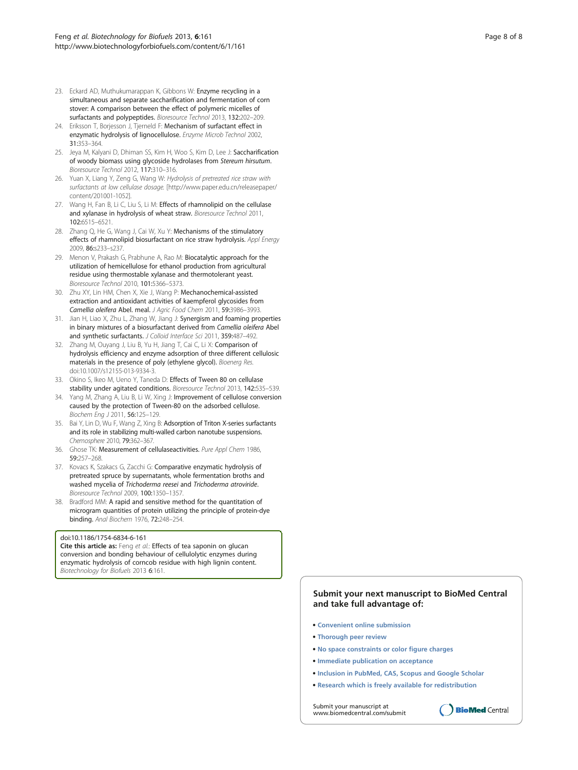23. Eckard AD, Muthukumarappan K, Gibbons W: **Enzyme recycling in a simultaneous and separate saccharification and fermentation of corn stover: A comparison between the effect of polymeric micelles of surfactants and polypeptides.** *Bioresource Technol* 2013, **132:**202–209.
24. Eriksson T, Borjesson J, Tjerneld F: **Mechanism of surfactant effect in enzymatic hydrolysis of lignocellulose.** *Enzyme Microb Technol* 2002, **31:**353–364.
25. Jeya M, Kalyani D, Dhiman SS, Kim H, Woo S, Kim D, Lee J: **Saccharification of woody biomass using glycoside hydrolases from *Stereum hirsutum*.** *Bioresource Technol* 2012, **117:**310–316.
26. Yuan X, Liang Y, Zeng G, Wang W: *Hydrolysis of pretreated rice straw with surfactants at low cellulase dosage.* [http://www.paper.edu.cn/releasepaper/content/201001-1052].
27. Wang H, Fan B, Li C, Liu S, Li M: **Effects of rhamnolipid on the cellulase and xylanase in hydrolysis of wheat straw.** *Bioresource Technol* 2011, **102:**6515–6521.
28. Zhang Q, He G, Wang J, Cai W, Xu Y: **Mechanisms of the stimulatory effects of rhamnolipid biosurfactant on rice straw hydrolysis.** *Appl Energy* 2009, **86:**s233–s237.
29. Menon V, Prakash G, Prabhune A, Rao M: **Biocatalytic approach for the utilization of hemicellulose for ethanol production from agricultural residue using thermostable xylanase and thermotolerant yeast.** *Bioresource Technol* 2010, **101:**5366–5373.
30. Zhu XY, Lin HM, Chen X, Xie J, Wang P: **Mechanochemical-assisted extraction and antioxidant activities of kaempferol glycosides from *Camellia oleifera* Abel. meal.** *J Agric Food Chem* 2011, **59:**3986–3993.
31. Jian H, Liao X, Zhu L, Zhang W, Jiang J: **Synergism and foaming properties in binary mixtures of a biosurfactant derived from *Camellia oleifera* Abel and synthetic surfactants.** *J Colloid Interface Sci* 2011, **359:**487–492.
32. Zhang M, Ouyang J, Liu B, Yu H, Jiang T, Cai C, Li X: **Comparison of hydrolysis efficiency and enzyme adsorption of three different cellulosic materials in the presence of poly (ethylene glycol).** *Bioenerg Res.* doi:10.1007/s12155-013-9334-3.
33. Okino S, Ikeo M, Ueno Y, Taneda D: **Effects of Tween 80 on cellulase stability under agitated conditions.** *Bioresource Technol* 2013, **142:**535–539.
34. Yang M, Zhang A, Liu B, Li W, Xing J: **Improvement of cellulose conversion caused by the protection of Tween-80 on the adsorbed cellulose.** *Biochem Eng J* 2011, **56:**125–129.
35. Bai Y, Lin D, Wu F, Wang Z, Xing B: **Adsorption of Triton X-series surfactants and its role in stabilizing multi-walled carbon nanotube suspensions.** *Chemosphere* 2010, **79:**362–367.
36. Ghose TK: **Measurement of cellulaseactivities.** *Pure Appl Chem* 1986, **59:**257–268.
37. Kovacs K, Szakacs G, Zacchi G: **Comparative enzymatic hydrolysis of pretreated spruce by supernatants, whole fermentation broths and washed mycelia of *Trichoderma reesei* and *Trichoderma atroviride*.** *Bioresource Technol* 2009, **100:**1350–1357.
38. Bradford MM: **A rapid and sensitive method for the quantitation of microgram quantities of protein utilizing the principle of protein-dye binding.** *Anal Biochem* 1976, **72:**248–254.

doi:10.1186/1754-6834-6-161

**Cite this article as:** Feng *et al.*: Effects of tea saponin on glucan conversion and bonding behaviour of cellulolytic enzymes during enzymatic hydrolysis of corncob residue with high lignin content. *Biotechnology for Biofuels* 2013 **6**:161.

**Submit your next manuscript to BioMed Central and take full advantage of:**

- **Convenient online submission**
- **Thorough peer review**
- **No space constraints or color figure charges**
- **Immediate publication on acceptance**
- **Inclusion in PubMed, CAS, Scopus and Google Scholar**
- **Research which is freely available for redistribution**

Submit your manuscript at www.biomedcentral.com/submit

BioMed Central